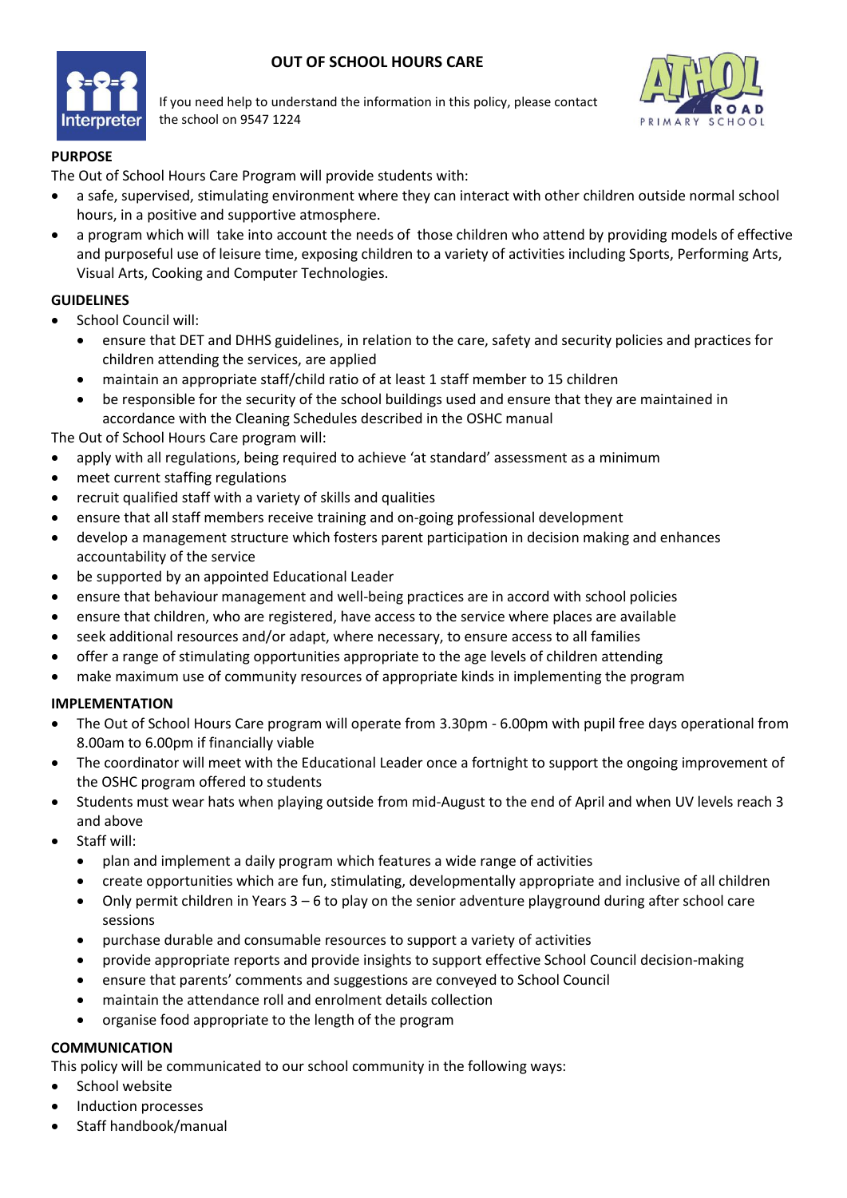# OUT OF SCHOOL HOURS CARE

If you need help to understand the information in this policy, please contact the school on 9547 1224

## PURPOSE

The Out of School Hours Care Program will provide students with:

- a safe, supervised, stimulating environment where they can interact with other children outside normal school hours, in a positive and supportive atmosphere.
- a program which will take into account the needs of those children who attend by providing models of effective and purposeful use of leisure time, exposing children to a variety of activities including Sports, Performing Arts, Visual Arts, Cooking and Computer Technologies.

## GUIDELINES

- School Council will:
  - ensure that DET and DHHS guidelines, in relation to the care, safety and security policies and practices for children attending the services, are applied
  - maintain an appropriate staff/child ratio of at least 1 staff member to 15 children
  - be responsible for the security of the school buildings used and ensure that they are maintained in accordance with the Cleaning Schedules described in the OSHC manual

The Out of School Hours Care program will:

- apply with all regulations, being required to achieve 'at standard' assessment as a minimum
- meet current staffing regulations
- recruit qualified staff with a variety of skills and qualities
- ensure that all staff members receive training and on-going professional development
- develop a management structure which fosters parent participation in decision making and enhances accountability of the service
- be supported by an appointed Educational Leader
- ensure that behaviour management and well-being practices are in accord with school policies
- ensure that children, who are registered, have access to the service where places are available
- seek additional resources and/or adapt, where necessary, to ensure access to all families
- offer a range of stimulating opportunities appropriate to the age levels of children attending
- make maximum use of community resources of appropriate kinds in implementing the program

## IMPLEMENTATION

- The Out of School Hours Care program will operate from 3.30pm - 6.00pm with pupil free days operational from 8.00am to 6.00pm if financially viable
- The coordinator will meet with the Educational Leader once a fortnight to support the ongoing improvement of the OSHC program offered to students
- Students must wear hats when playing outside from mid-August to the end of April and when UV levels reach 3 and above
- Staff will:
  - plan and implement a daily program which features a wide range of activities
  - create opportunities which are fun, stimulating, developmentally appropriate and inclusive of all children
  - Only permit children in Years 3 – 6 to play on the senior adventure playground during after school care sessions
  - purchase durable and consumable resources to support a variety of activities
  - provide appropriate reports and provide insights to support effective School Council decision-making
  - ensure that parents' comments and suggestions are conveyed to School Council
  - maintain the attendance roll and enrolment details collection
  - organise food appropriate to the length of the program

## COMMUNICATION

This policy will be communicated to our school community in the following ways:

- School website
- Induction processes
- Staff handbook/manual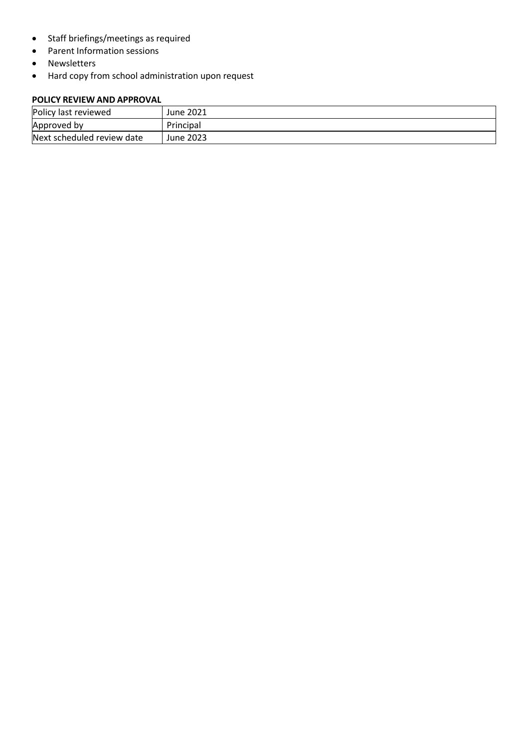- Staff briefings/meetings as required
- Parent Information sessions
- Newsletters
- Hard copy from school administration upon request

**POLICY REVIEW AND APPROVAL**

| | |
|---|---|
| Policy last reviewed | June 2021 |
| Approved by | Principal |
| Next scheduled review date | June 2023 |